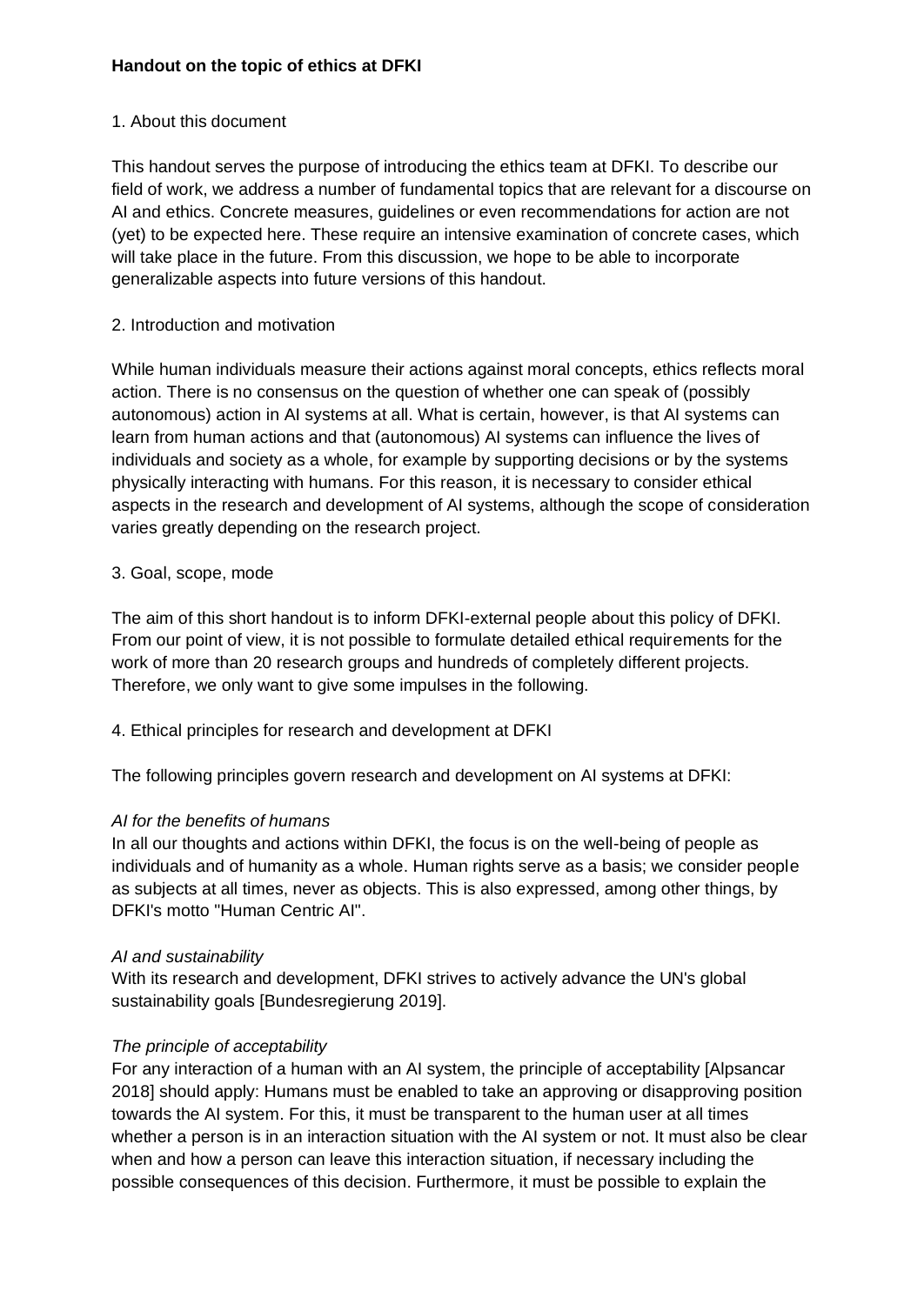**Handout on the topic of ethics at DFKI**

1. About this document

This handout serves the purpose of introducing the ethics team at DFKI. To describe our field of work, we address a number of fundamental topics that are relevant for a discourse on AI and ethics. Concrete measures, guidelines or even recommendations for action are not (yet) to be expected here. These require an intensive examination of concrete cases, which will take place in the future. From this discussion, we hope to be able to incorporate generalizable aspects into future versions of this handout.

2. Introduction and motivation

While human individuals measure their actions against moral concepts, ethics reflects moral action. There is no consensus on the question of whether one can speak of (possibly autonomous) action in AI systems at all. What is certain, however, is that AI systems can learn from human actions and that (autonomous) AI systems can influence the lives of individuals and society as a whole, for example by supporting decisions or by the systems physically interacting with humans. For this reason, it is necessary to consider ethical aspects in the research and development of AI systems, although the scope of consideration varies greatly depending on the research project.

3. Goal, scope, mode

The aim of this short handout is to inform DFKI-external people about this policy of DFKI. From our point of view, it is not possible to formulate detailed ethical requirements for the work of more than 20 research groups and hundreds of completely different projects. Therefore, we only want to give some impulses in the following.

4. Ethical principles for research and development at DFKI

The following principles govern research and development on AI systems at DFKI:

*AI for the benefits of humans*
In all our thoughts and actions within DFKI, the focus is on the well-being of people as individuals and of humanity as a whole. Human rights serve as a basis; we consider people as subjects at all times, never as objects. This is also expressed, among other things, by DFKI's motto "Human Centric AI".

*AI and sustainability*
With its research and development, DFKI strives to actively advance the UN's global sustainability goals [Bundesregierung 2019].

*The principle of acceptability*
For any interaction of a human with an AI system, the principle of acceptability [Alpsancar 2018] should apply: Humans must be enabled to take an approving or disapproving position towards the AI system. For this, it must be transparent to the human user at all times whether a person is in an interaction situation with the AI system or not. It must also be clear when and how a person can leave this interaction situation, if necessary including the possible consequences of this decision. Furthermore, it must be possible to explain the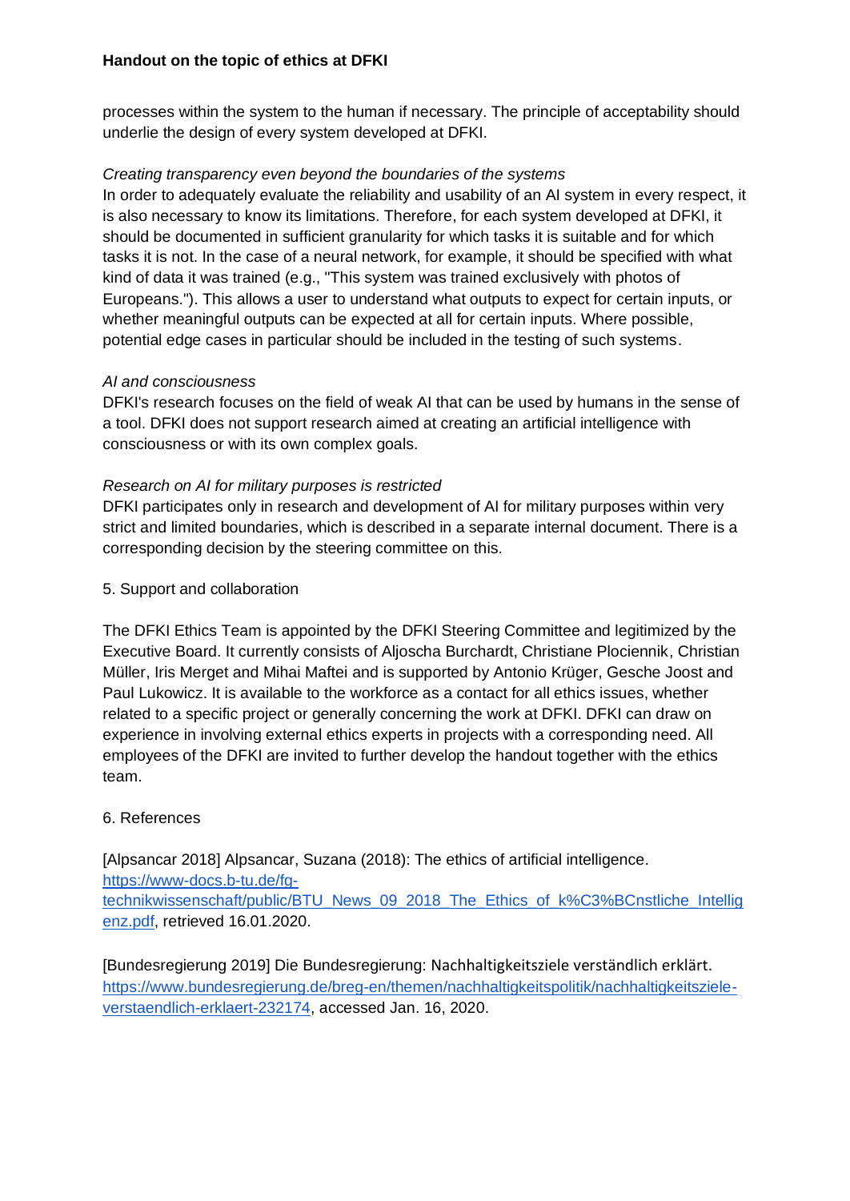processes within the system to the human if necessary. The principle of acceptability should underlie the design of every system developed at DFKI.

*Creating transparency even beyond the boundaries of the systems*

In order to adequately evaluate the reliability and usability of an AI system in every respect, it is also necessary to know its limitations. Therefore, for each system developed at DFKI, it should be documented in sufficient granularity for which tasks it is suitable and for which tasks it is not. In the case of a neural network, for example, it should be specified with what kind of data it was trained (e.g., "This system was trained exclusively with photos of Europeans."). This allows a user to understand what outputs to expect for certain inputs, or whether meaningful outputs can be expected at all for certain inputs. Where possible, potential edge cases in particular should be included in the testing of such systems.

*AI and consciousness*

DFKI's research focuses on the field of weak AI that can be used by humans in the sense of a tool. DFKI does not support research aimed at creating an artificial intelligence with consciousness or with its own complex goals.

*Research on AI for military purposes is restricted*

DFKI participates only in research and development of AI for military purposes within very strict and limited boundaries, which is described in a separate internal document. There is a corresponding decision by the steering committee on this.

## 5. Support and collaboration

The DFKI Ethics Team is appointed by the DFKI Steering Committee and legitimized by the Executive Board. It currently consists of Aljoscha Burchardt, Christiane Plociennik, Christian Müller, Iris Merget and Mihai Maftei and is supported by Antonio Krüger, Gesche Joost and Paul Lukowicz. It is available to the workforce as a contact for all ethics issues, whether related to a specific project or generally concerning the work at DFKI. DFKI can draw on experience in involving external ethics experts in projects with a corresponding need. All employees of the DFKI are invited to further develop the handout together with the ethics team.

## 6. References

[Alpsancar 2018] Alpsancar, Suzana (2018): The ethics of artificial intelligence. [https://www-docs.b-tu.de/fg-technikwissenschaft/public/BTU_News_09_2018_The_Ethics_of_k%C3%BCnstliche_Intelligenz.pdf](https://www-docs.b-tu.de/fg-technikwissenschaft/public/BTU_News_09_2018_The_Ethics_of_k%C3%BCnstliche_Intelligenz.pdf), retrieved 16.01.2020.

[Bundesregierung 2019] Die Bundesregierung: Nachhaltigkeitsziele verständlich erklärt. [https://www.bundesregierung.de/breg-en/themen/nachhaltigkeitspolitik/nachhaltigkeitsziele-verstaendlich-erklaert-232174](https://www.bundesregierung.de/breg-en/themen/nachhaltigkeitspolitik/nachhaltigkeitsziele-verstaendlich-erklaert-232174), accessed Jan. 16, 2020.